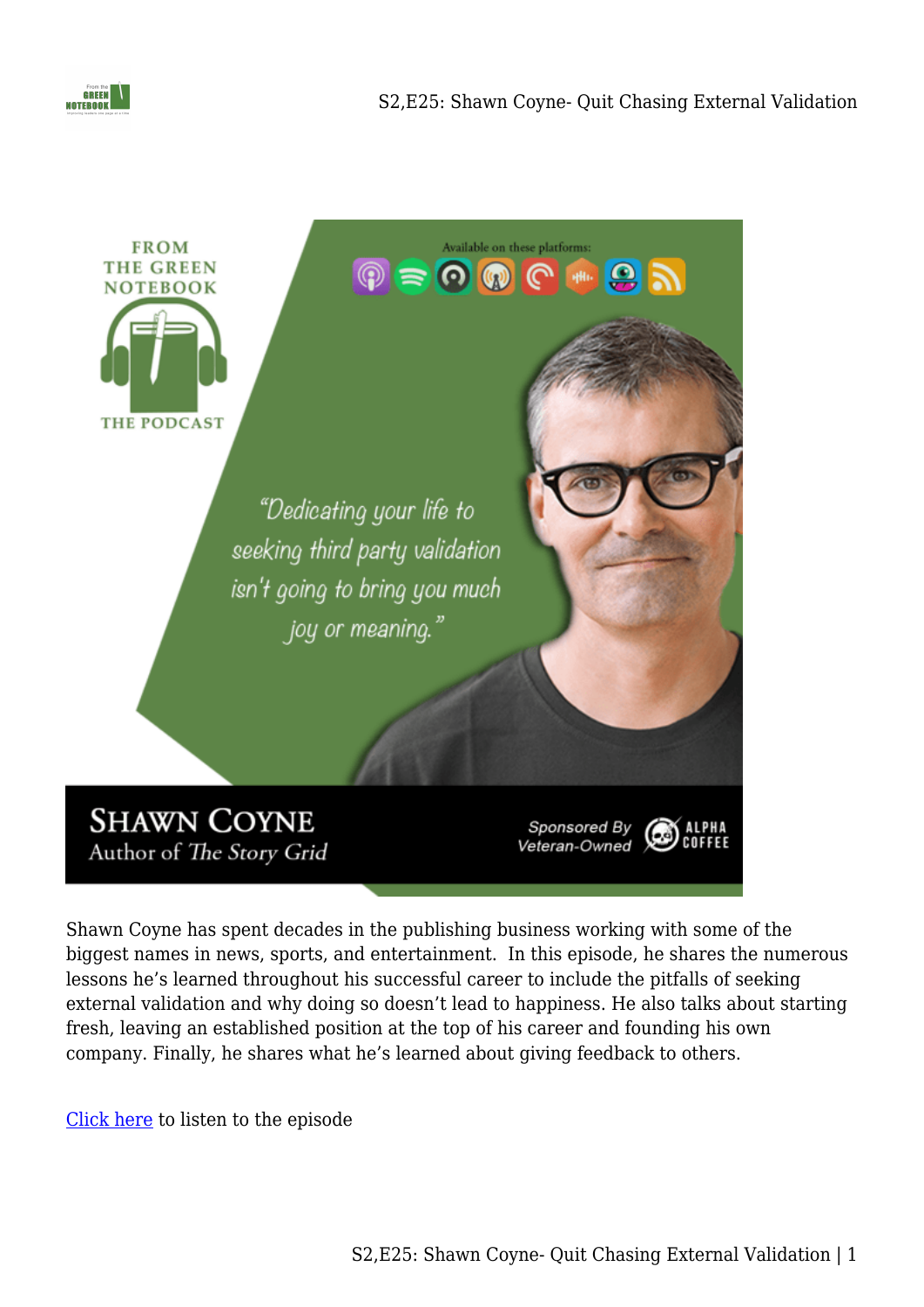Shawn Coyne has spent decades in the publishing business working with some of the biggest names in news, sports, and entertainment.  In this episode, he shares the numerous lessons he's learned throughout his successful career to include the pitfalls of seeking external validation and why doing so doesn't lead to happiness. He also talks about starting fresh, leaving an established position at the top of his career and founding his own company. Finally, he shares what he's learned about giving feedback to others.

Click here to listen to the episode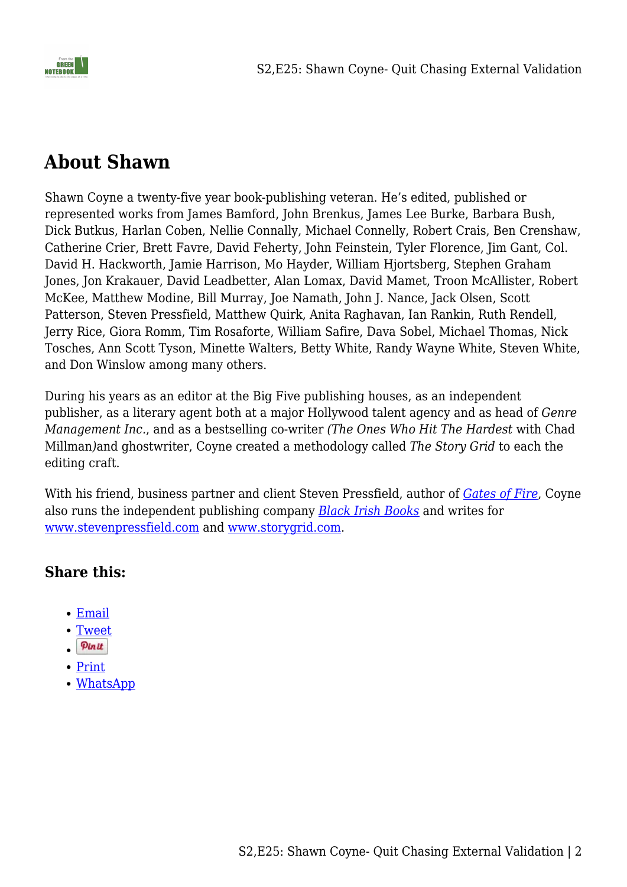## About Shawn

Shawn Coyne a twenty-five year book-publishing veteran. He's edited, published or represented works from James Bamford, John Brenkus, James Lee Burke, Barbara Bush, Dick Butkus, Harlan Coben, Nellie Connally, Michael Connelly, Robert Crais, Ben Crenshaw, Catherine Crier, Brett Favre, David Feherty, John Feinstein, Tyler Florence, Jim Gant, Col. David H. Hackworth, Jamie Harrison, Mo Hayder, William Hjortsberg, Stephen Graham Jones, Jon Krakauer, David Leadbetter, Alan Lomax, David Mamet, Troon McAllister, Robert McKee, Matthew Modine, Bill Murray, Joe Namath, John J. Nance, Jack Olsen, Scott Patterson, Steven Pressfield, Matthew Quirk, Anita Raghavan, Ian Rankin, Ruth Rendell, Jerry Rice, Giora Romm, Tim Rosaforte, William Safire, Dava Sobel, Michael Thomas, Nick Tosches, Ann Scott Tyson, Minette Walters, Betty White, Randy Wayne White, Steven White, and Don Winslow among many others.

During his years as an editor at the Big Five publishing houses, as an independent publisher, as a literary agent both at a major Hollywood talent agency and as head of *Genre Management Inc.*, and as a bestselling co-writer *(The Ones Who Hit The Hardest* with Chad Millman*)*and ghostwriter, Coyne created a methodology called *The Story Grid* to each the editing craft.

With his friend, business partner and client Steven Pressfield, author of [*Gates of Fire*](), Coyne also runs the independent publishing company [*Black Irish Books*]() and writes for [www.stevenpressfield.com]() and [www.storygrid.com]().

### Share this:

- Email
- Tweet
- Pin it
- Print
- WhatsApp